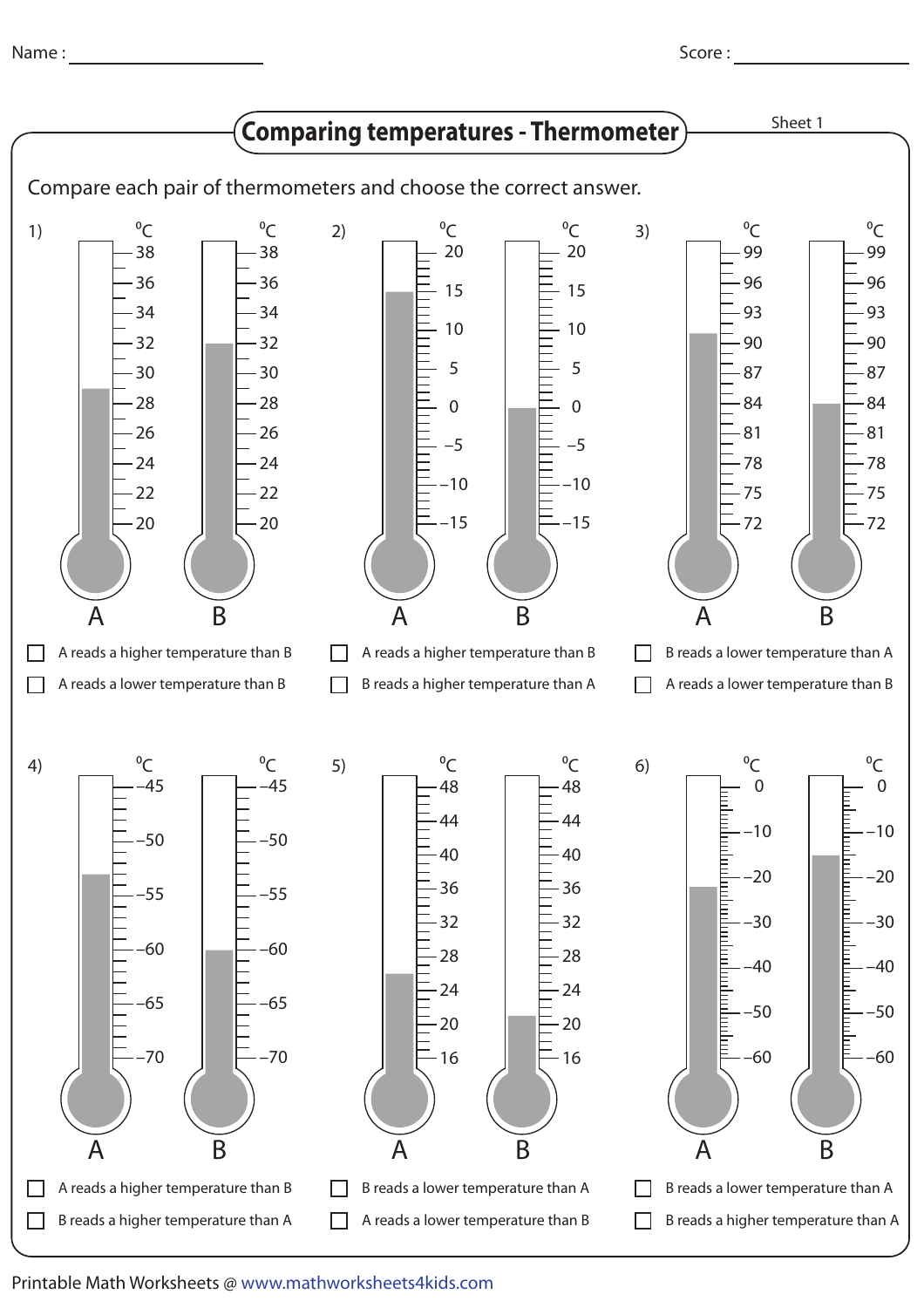Name : ____________________ Score : ____________________

# Comparing temperatures - Thermometer

Sheet 1

Compare each pair of thermometers and choose the correct answer.

**1)** °C (A: 20–38, B: 20–38)

☐ A reads a higher temperature than B

☐ A reads a lower temperature than B

**2)** °C (A: −15–20, B: −15–20)

☐ A reads a higher temperature than B

☐ B reads a higher temperature than A

**3)** °C (A: 72–99, B: 72–99)

☐ B reads a lower temperature than A

☐ A reads a lower temperature than B

**4)** °C (A: −70 – −45, B: −70 – −45)

☐ A reads a higher temperature than B

☐ B reads a higher temperature than A

**5)** °C (A: 16–48, B: 16–48)

☐ B reads a lower temperature than A

☐ A reads a lower temperature than B

**6)** °C (A: −60–0, B: −60–0)

☐ B reads a lower temperature than A

☐ B reads a higher temperature than A

Printable Math Worksheets @ www.mathworksheets4kids.com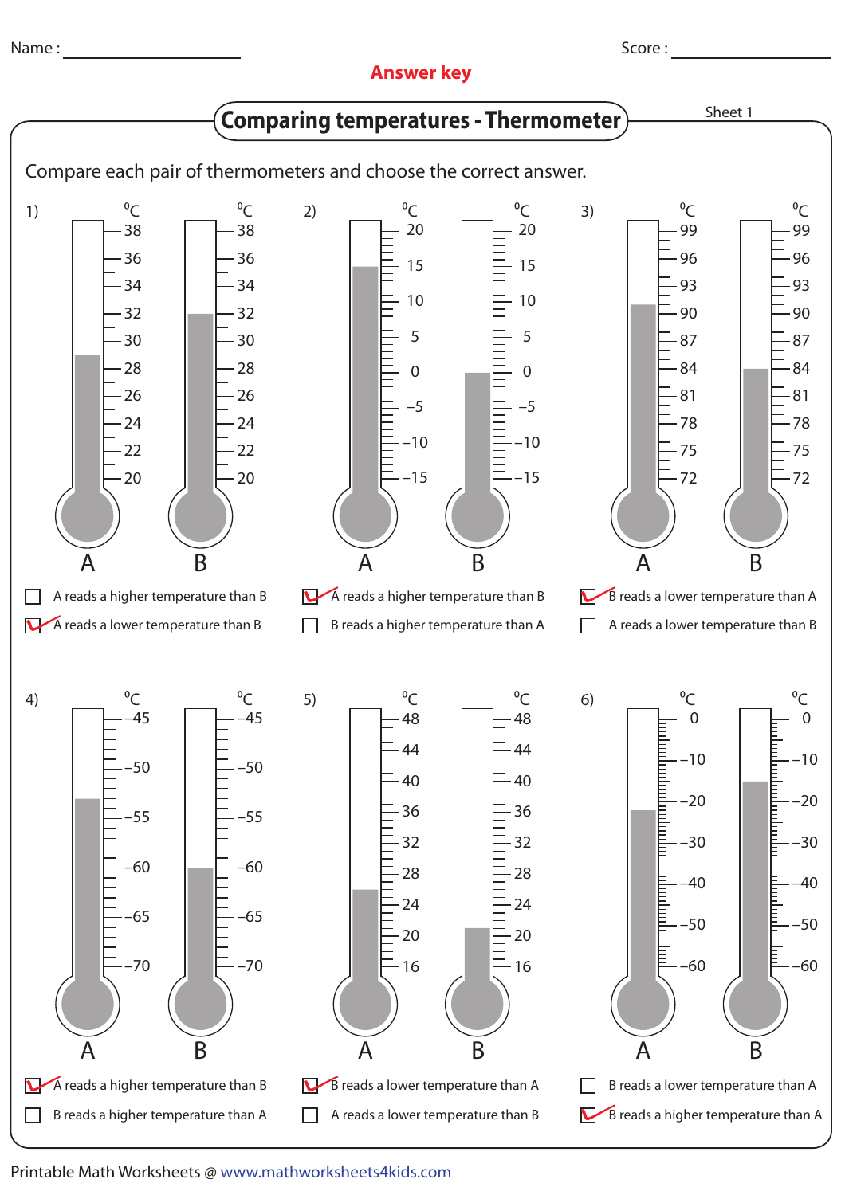Name : ____________________ Score : ____________________

**Answer key**

# Comparing temperatures - Thermometer

Sheet 1

Compare each pair of thermometers and choose the correct answer.

1)

°C 38 36 34 32 30 28 26 24 22 20 (A)

°C 38 36 34 32 30 28 26 24 22 20 (B)

A B

- [ ] A reads a higher temperature than B
- [x] A reads a lower temperature than B

2)

°C 20 15 10 5 0 −5 −10 −15 (A)

°C 20 15 10 5 0 −5 −10 −15 (B)

A B

- [x] A reads a higher temperature than B
- [ ] B reads a higher temperature than A

3)

°C 99 96 93 90 87 84 81 78 75 72 (A)

°C 99 96 93 90 87 84 81 78 75 72 (B)

A B

- [x] B reads a lower temperature than A
- [ ] A reads a lower temperature than B

4)

°C −45 −50 −55 −60 −65 −70 (A)

°C −45 −50 −55 −60 −65 −70 (B)

A B

- [x] A reads a higher temperature than B
- [ ] B reads a higher temperature than A

5)

°C 48 44 40 36 32 28 24 20 16 (A)

°C 48 44 40 36 32 28 24 20 16 (B)

A B

- [x] B reads a lower temperature than A
- [ ] A reads a lower temperature than B

6)

°C 0 −10 −20 −30 −40 −50 −60 (A)

°C 0 −10 −20 −30 −40 −50 −60 (B)

A B

- [ ] B reads a lower temperature than A
- [x] B reads a higher temperature than A

Printable Math Worksheets @ www.mathworksheets4kids.com